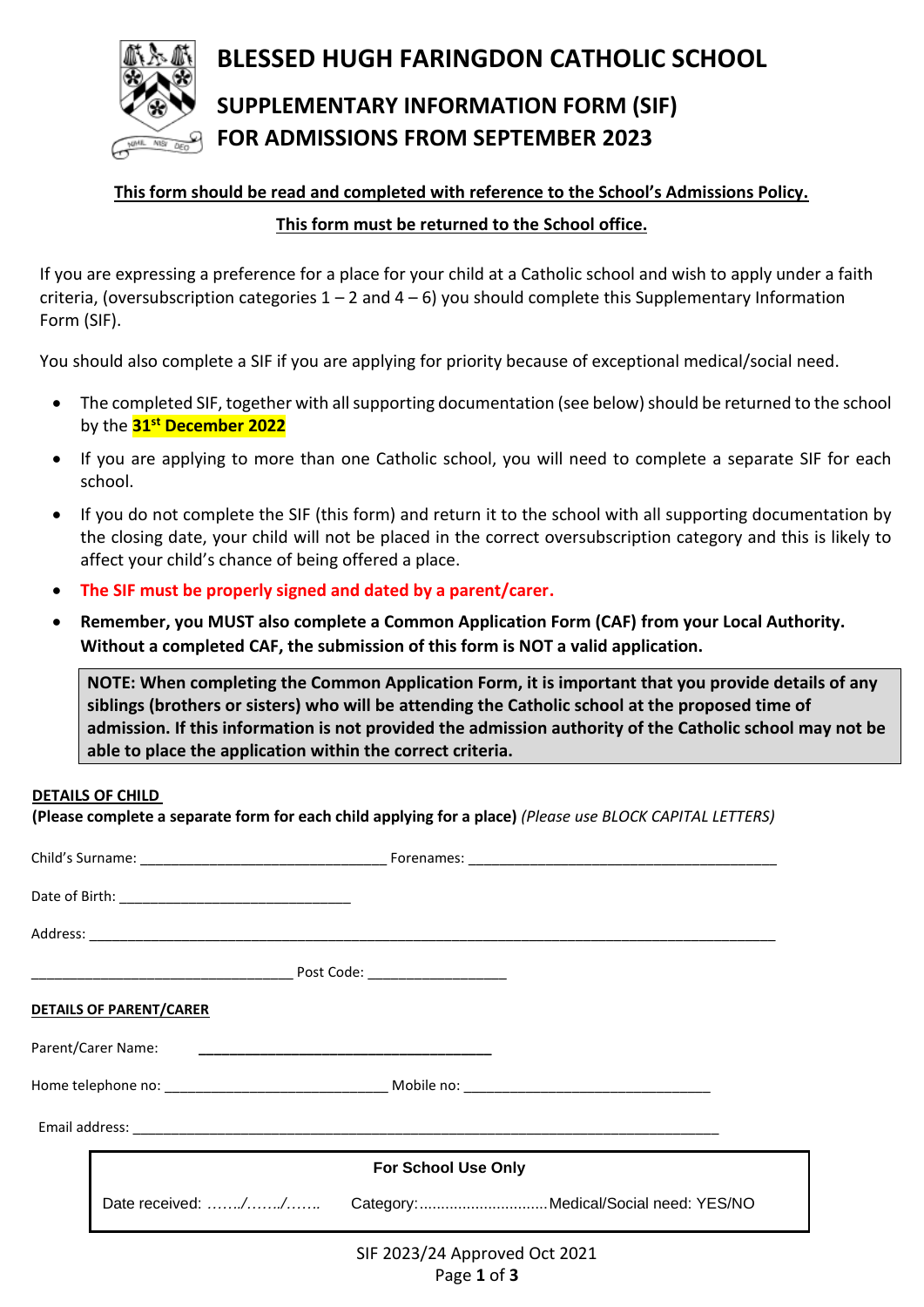# BLESSED HUGH FARINGDON CATHOLIC SCHOOL

## SUPPLEMENTARY INFORMATION FORM (SIF) FOR ADMISSIONS FROM SEPTEMBER 2023

**This form should be read and completed with reference to the School's Admissions Policy.**

**This form must be returned to the School office.**

If you are expressing a preference for a place for your child at a Catholic school and wish to apply under a faith criteria, (oversubscription categories 1 – 2 and 4 – 6) you should complete this Supplementary Information Form (SIF).

You should also complete a SIF if you are applying for priority because of exceptional medical/social need.

- The completed SIF, together with all supporting documentation (see below) should be returned to the school by the **31st December 2022**
- If you are applying to more than one Catholic school, you will need to complete a separate SIF for each school.
- If you do not complete the SIF (this form) and return it to the school with all supporting documentation by the closing date, your child will not be placed in the correct oversubscription category and this is likely to affect your child's chance of being offered a place.
- **The SIF must be properly signed and dated by a parent/carer.**
- **Remember, you MUST also complete a Common Application Form (CAF) from your Local Authority. Without a completed CAF, the submission of this form is NOT a valid application.**

> **NOTE: When completing the Common Application Form, it is important that you provide details of any siblings (brothers or sisters) who will be attending the Catholic school at the proposed time of admission. If this information is not provided the admission authority of the Catholic school may not be able to place the application within the correct criteria.**

**DETAILS OF CHILD**

**(Please complete a separate form for each child applying for a place)** *(Please use BLOCK CAPITAL LETTERS)*

Child's Surname: ______________________________ Forenames: ________________________________________

Date of Birth: ______________________________

Address: ____________________________________________________________________________________________

__________________________________ Post Code: __________________

**DETAILS OF PARENT/CARER**

Parent/Carer Name: ________________________________

Home telephone no: ____________________________ Mobile no: ________________________________

Email address: ___________________________________________________________________________

| For School Use Only | | |
|---|---|---|
| Date received: ……/……./……. | Category:.............................. | Medical/Social need: YES/NO |

SIF 2023/24 Approved Oct 2021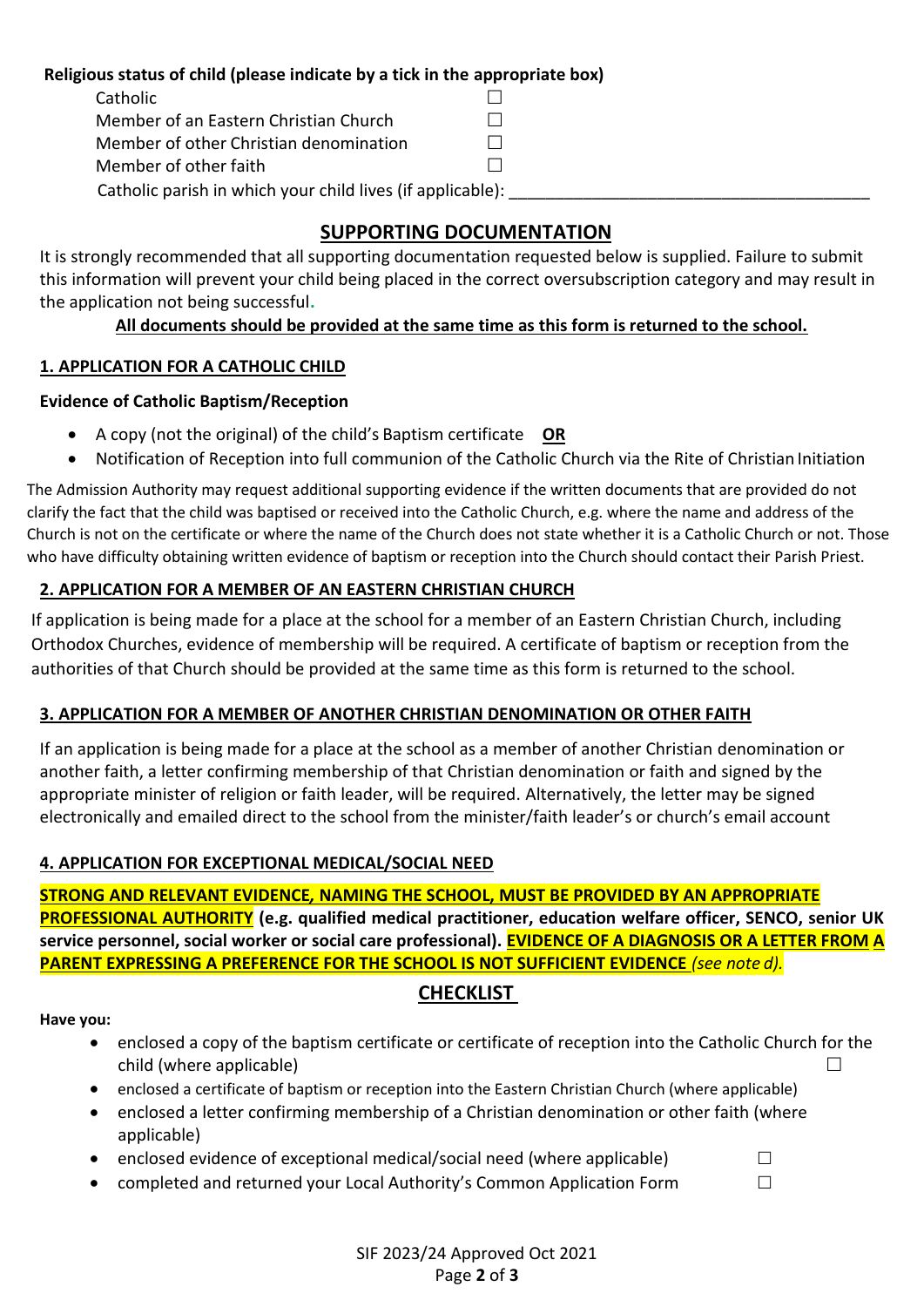**Religious status of child (please indicate by a tick in the appropriate box)**

Catholic ☐
Member of an Eastern Christian Church ☐
Member of other Christian denomination ☐
Member of other faith ☐
Catholic parish in which your child lives (if applicable): ______________________________________

## SUPPORTING DOCUMENTATION

It is strongly recommended that all supporting documentation requested below is supplied. Failure to submit this information will prevent your child being placed in the correct oversubscription category and may result in the application not being successful.

**All documents should be provided at the same time as this form is returned to the school.**

### 1. APPLICATION FOR A CATHOLIC CHILD

**Evidence of Catholic Baptism/Reception**

- A copy (not the original) of the child's Baptism certificate **OR**
- Notification of Reception into full communion of the Catholic Church via the Rite of Christian Initiation

The Admission Authority may request additional supporting evidence if the written documents that are provided do not clarify the fact that the child was baptised or received into the Catholic Church, e.g. where the name and address of the Church is not on the certificate or where the name of the Church does not state whether it is a Catholic Church or not. Those who have difficulty obtaining written evidence of baptism or reception into the Church should contact their Parish Priest.

### 2. APPLICATION FOR A MEMBER OF AN EASTERN CHRISTIAN CHURCH

If application is being made for a place at the school for a member of an Eastern Christian Church, including Orthodox Churches, evidence of membership will be required. A certificate of baptism or reception from the authorities of that Church should be provided at the same time as this form is returned to the school.

### 3. APPLICATION FOR A MEMBER OF ANOTHER CHRISTIAN DENOMINATION OR OTHER FAITH

If an application is being made for a place at the school as a member of another Christian denomination or another faith, a letter confirming membership of that Christian denomination or faith and signed by the appropriate minister of religion or faith leader, will be required. Alternatively, the letter may be signed electronically and emailed direct to the school from the minister/faith leader's or church's email account

### 4. APPLICATION FOR EXCEPTIONAL MEDICAL/SOCIAL NEED

**STRONG AND RELEVANT EVIDENCE, NAMING THE SCHOOL, MUST BE PROVIDED BY AN APPROPRIATE PROFESSIONAL AUTHORITY (e.g. qualified medical practitioner, education welfare officer, SENCO, senior UK service personnel, social worker or social care professional). EVIDENCE OF A DIAGNOSIS OR A LETTER FROM A PARENT EXPRESSING A PREFERENCE FOR THE SCHOOL IS NOT SUFFICIENT EVIDENCE** *(see note d).*

## CHECKLIST

**Have you:**

- enclosed a copy of the baptism certificate or certificate of reception into the Catholic Church for the child (where applicable) ☐
- enclosed a certificate of baptism or reception into the Eastern Christian Church (where applicable)
- enclosed a letter confirming membership of a Christian denomination or other faith (where applicable)
- enclosed evidence of exceptional medical/social need (where applicable) ☐
- completed and returned your Local Authority's Common Application Form ☐

SIF 2023/24 Approved Oct 2021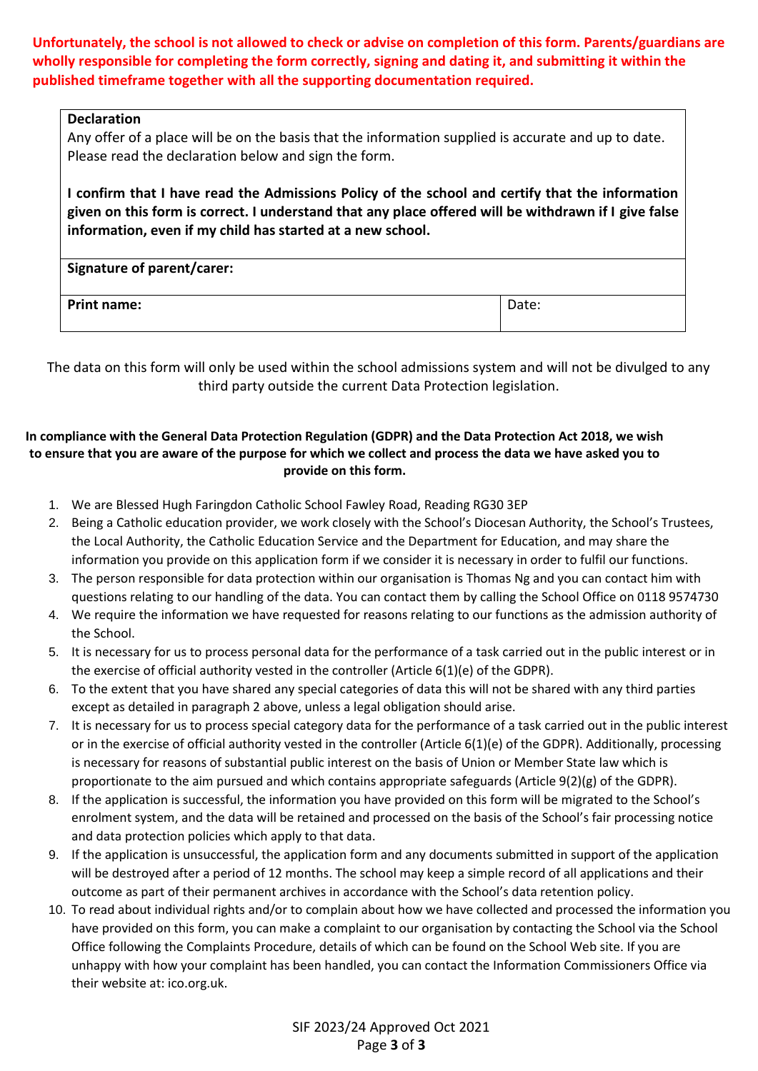**Unfortunately, the school is not allowed to check or advise on completion of this form. Parents/guardians are wholly responsible for completing the form correctly, signing and dating it, and submitting it within the published timeframe together with all the supporting documentation required.**

| | |
|---|---|
| **Declaration**<br>Any offer of a place will be on the basis that the information supplied is accurate and up to date. Please read the declaration below and sign the form.<br><br>**I confirm that I have read the Admissions Policy of the school and certify that the information given on this form is correct. I understand that any place offered will be withdrawn if I give false information, even if my child has started at a new school.** | |
| **Signature of parent/carer:** | |
| **Print name:** | Date: |

The data on this form will only be used within the school admissions system and will not be divulged to any third party outside the current Data Protection legislation.

**In compliance with the General Data Protection Regulation (GDPR) and the Data Protection Act 2018, we wish to ensure that you are aware of the purpose for which we collect and process the data we have asked you to provide on this form.**

1. We are Blessed Hugh Faringdon Catholic School Fawley Road, Reading RG30 3EP
2. Being a Catholic education provider, we work closely with the School's Diocesan Authority, the School's Trustees, the Local Authority, the Catholic Education Service and the Department for Education, and may share the information you provide on this application form if we consider it is necessary in order to fulfil our functions.
3. The person responsible for data protection within our organisation is Thomas Ng and you can contact him with questions relating to our handling of the data. You can contact them by calling the School Office on 0118 9574730
4. We require the information we have requested for reasons relating to our functions as the admission authority of the School.
5. It is necessary for us to process personal data for the performance of a task carried out in the public interest or in the exercise of official authority vested in the controller (Article 6(1)(e) of the GDPR).
6. To the extent that you have shared any special categories of data this will not be shared with any third parties except as detailed in paragraph 2 above, unless a legal obligation should arise.
7. It is necessary for us to process special category data for the performance of a task carried out in the public interest or in the exercise of official authority vested in the controller (Article 6(1)(e) of the GDPR). Additionally, processing is necessary for reasons of substantial public interest on the basis of Union or Member State law which is proportionate to the aim pursued and which contains appropriate safeguards (Article 9(2)(g) of the GDPR).
8. If the application is successful, the information you have provided on this form will be migrated to the School's enrolment system, and the data will be retained and processed on the basis of the School's fair processing notice and data protection policies which apply to that data.
9. If the application is unsuccessful, the application form and any documents submitted in support of the application will be destroyed after a period of 12 months. The school may keep a simple record of all applications and their outcome as part of their permanent archives in accordance with the School's data retention policy.
10. To read about individual rights and/or to complain about how we have collected and processed the information you have provided on this form, you can make a complaint to our organisation by contacting the School via the School Office following the Complaints Procedure, details of which can be found on the School Web site. If you are unhappy with how your complaint has been handled, you can contact the Information Commissioners Office via their website at: ico.org.uk.

SIF 2023/24 Approved Oct 2021